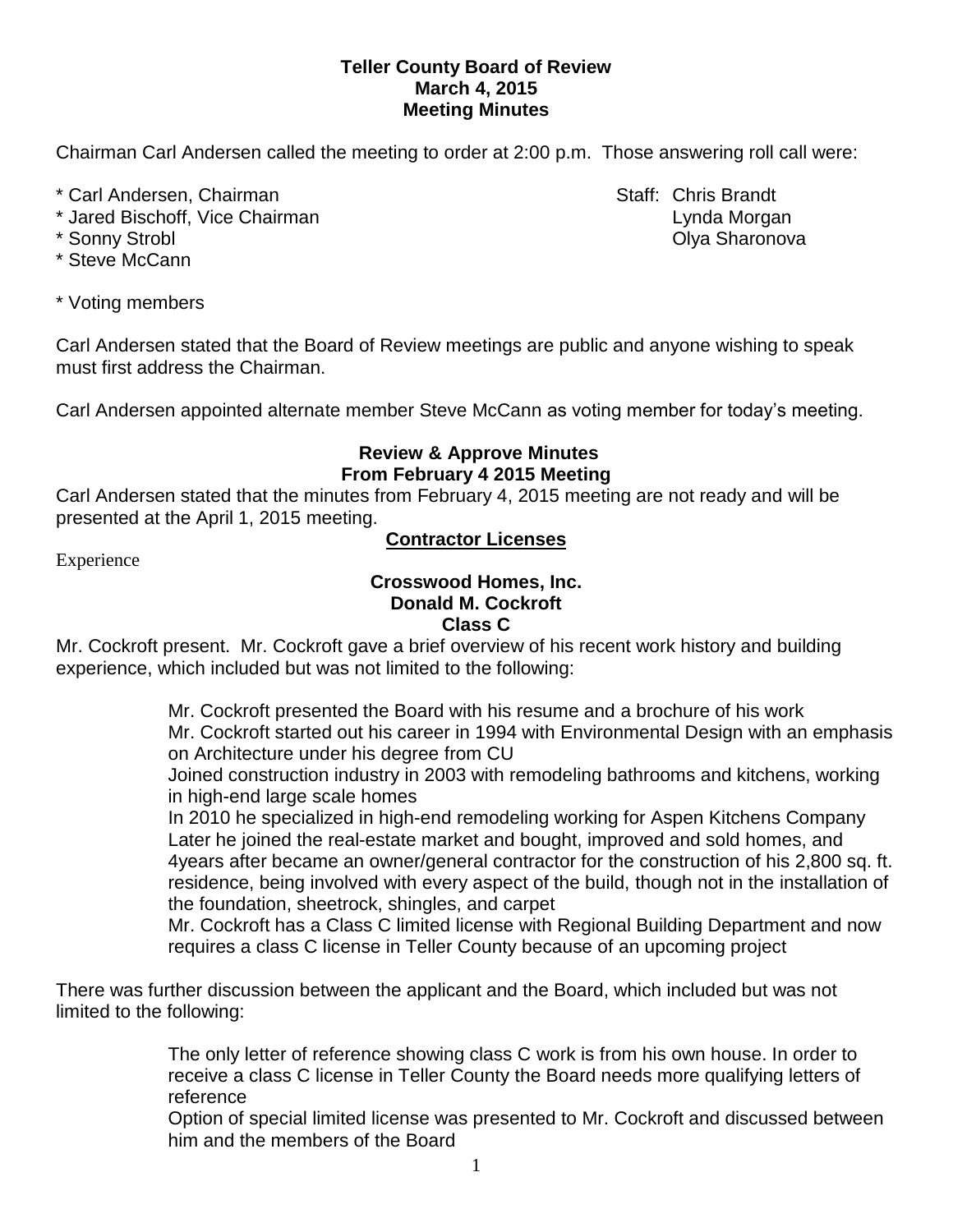**Teller County Board of Review**
**March 4, 2015**
**Meeting Minutes**

Chairman Carl Andersen called the meeting to order at 2:00 p.m. Those answering roll call were:

\* Carl Andersen, Chairman
\* Jared Bischoff, Vice Chairman
\* Sonny Strobl
\* Steve McCann

Staff: Chris Brandt
Lynda Morgan
Olya Sharonova

\* Voting members

Carl Andersen stated that the Board of Review meetings are public and anyone wishing to speak must first address the Chairman.

Carl Andersen appointed alternate member Steve McCann as voting member for today's meeting.

**Review & Approve Minutes**
**From February 4 2015 Meeting**

Carl Andersen stated that the minutes from February 4, 2015 meeting are not ready and will be presented at the April 1, 2015 meeting.

**Contractor Licenses**

Experience

**Crosswood Homes, Inc.**
**Donald M. Cockroft**
**Class C**

Mr. Cockroft present. Mr. Cockroft gave a brief overview of his recent work history and building experience, which included but was not limited to the following:

Mr. Cockroft presented the Board with his resume and a brochure of his work
Mr. Cockroft started out his career in 1994 with Environmental Design with an emphasis on Architecture under his degree from CU
Joined construction industry in 2003 with remodeling bathrooms and kitchens, working in high-end large scale homes
In 2010 he specialized in high-end remodeling working for Aspen Kitchens Company
Later he joined the real-estate market and bought, improved and sold homes, and 4years after became an owner/general contractor for the construction of his 2,800 sq. ft. residence, being involved with every aspect of the build, though not in the installation of the foundation, sheetrock, shingles, and carpet
Mr. Cockroft has a Class C limited license with Regional Building Department and now requires a class C license in Teller County because of an upcoming project

There was further discussion between the applicant and the Board, which included but was not limited to the following:

The only letter of reference showing class C work is from his own house. In order to receive a class C license in Teller County the Board needs more qualifying letters of reference
Option of special limited license was presented to Mr. Cockroft and discussed between him and the members of the Board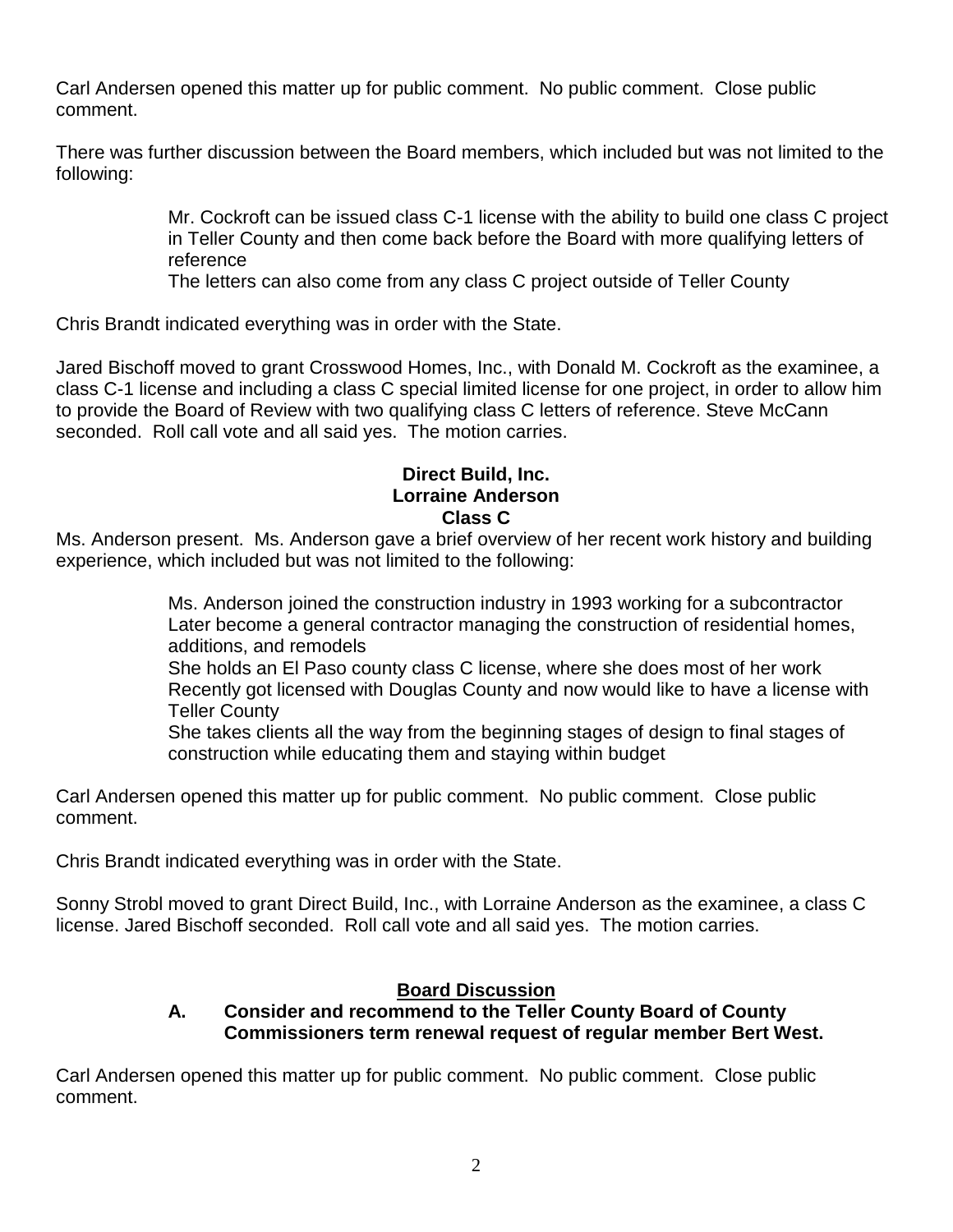Carl Andersen opened this matter up for public comment. No public comment. Close public comment.

There was further discussion between the Board members, which included but was not limited to the following:

> Mr. Cockroft can be issued class C-1 license with the ability to build one class C project in Teller County and then come back before the Board with more qualifying letters of reference
> The letters can also come from any class C project outside of Teller County

Chris Brandt indicated everything was in order with the State.

Jared Bischoff moved to grant Crosswood Homes, Inc., with Donald M. Cockroft as the examinee, a class C-1 license and including a class C special limited license for one project, in order to allow him to provide the Board of Review with two qualifying class C letters of reference. Steve McCann seconded. Roll call vote and all said yes. The motion carries.

**Direct Build, Inc.**
**Lorraine Anderson**
**Class C**

Ms. Anderson present. Ms. Anderson gave a brief overview of her recent work history and building experience, which included but was not limited to the following:

> Ms. Anderson joined the construction industry in 1993 working for a subcontractor
> Later become a general contractor managing the construction of residential homes, additions, and remodels
> She holds an El Paso county class C license, where she does most of her work
> Recently got licensed with Douglas County and now would like to have a license with Teller County
> She takes clients all the way from the beginning stages of design to final stages of construction while educating them and staying within budget

Carl Andersen opened this matter up for public comment. No public comment. Close public comment.

Chris Brandt indicated everything was in order with the State.

Sonny Strobl moved to grant Direct Build, Inc., with Lorraine Anderson as the examinee, a class C license. Jared Bischoff seconded. Roll call vote and all said yes. The motion carries.

## Board Discussion

**A. Consider and recommend to the Teller County Board of County Commissioners term renewal request of regular member Bert West.**

Carl Andersen opened this matter up for public comment. No public comment. Close public comment.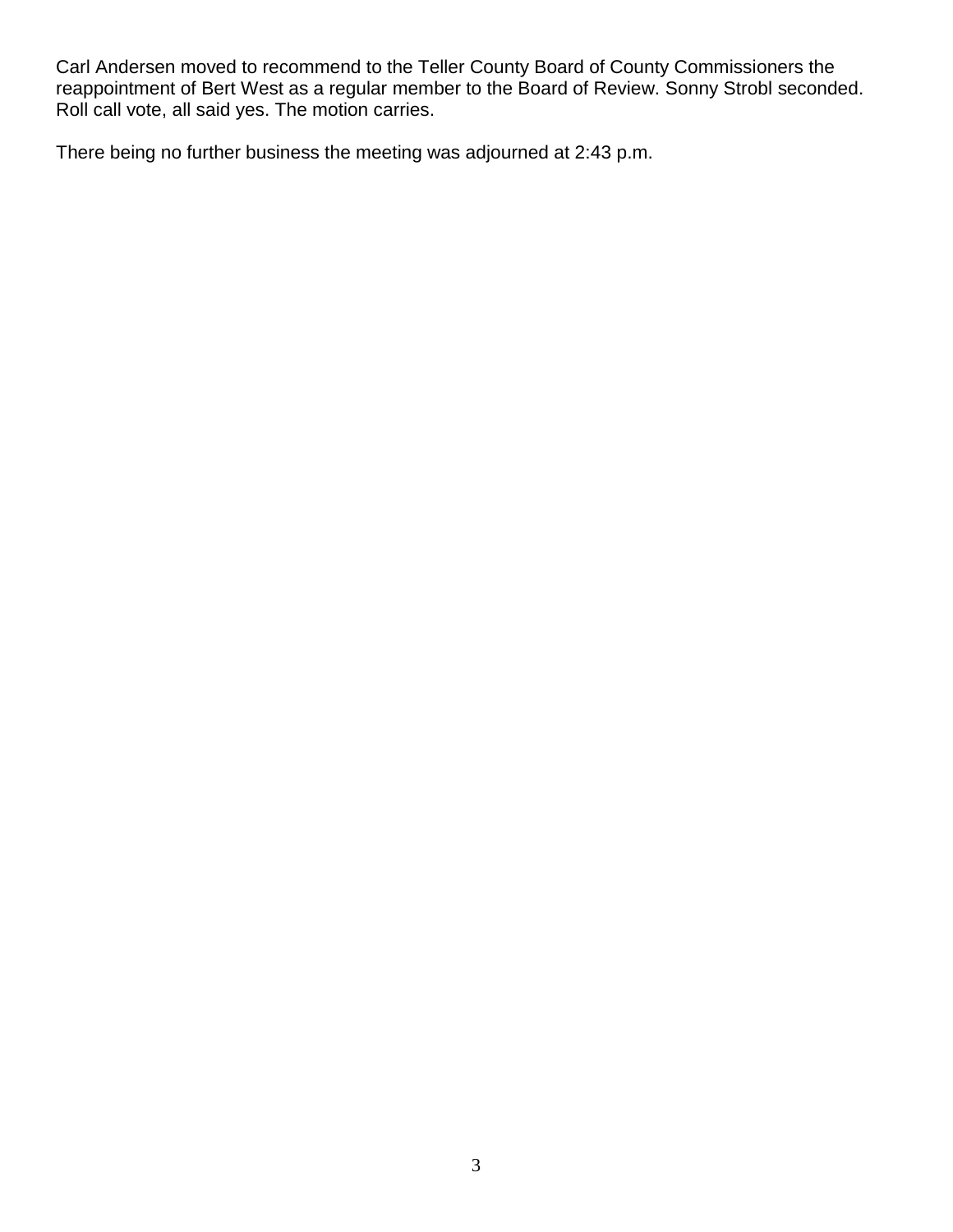Carl Andersen moved to recommend to the Teller County Board of County Commissioners the reappointment of Bert West as a regular member to the Board of Review. Sonny Strobl seconded. Roll call vote, all said yes. The motion carries.

There being no further business the meeting was adjourned at 2:43 p.m.